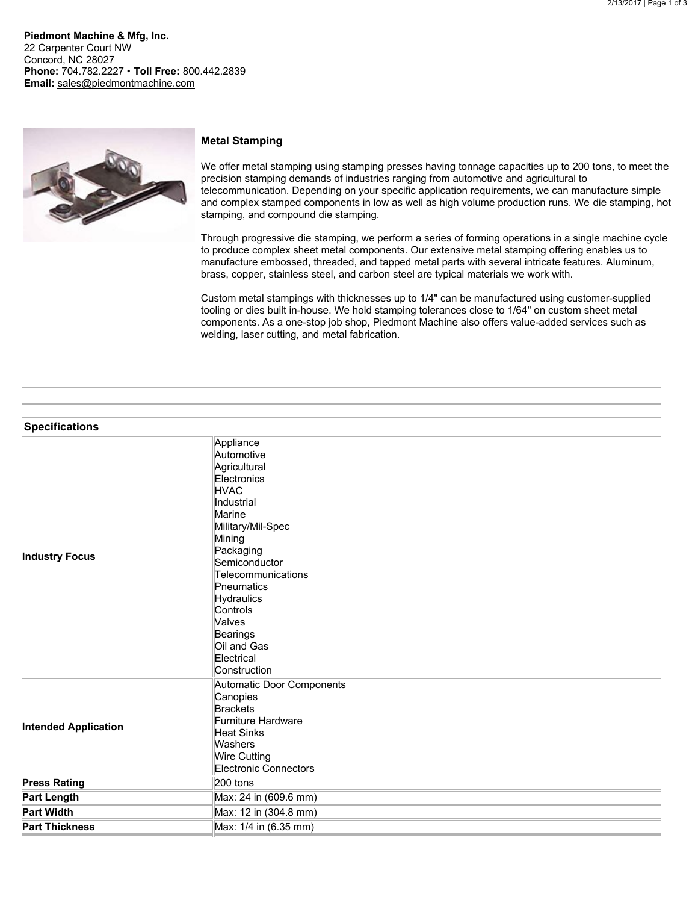**Piedmont Machine & Mfg, Inc.**
22 Carpenter Court NW
Concord, NC 28027
**Phone:** 704.782.2227 • **Toll Free:** 800.442.2839
**Email:** sales@piedmontmachine.com

### Metal Stamping

We offer metal stamping using stamping presses having tonnage capacities up to 200 tons, to meet the precision stamping demands of industries ranging from automotive and agricultural to telecommunication. Depending on your specific application requirements, we can manufacture simple and complex stamped components in low as well as high volume production runs. We die stamping, hot stamping, and compound die stamping.

Through progressive die stamping, we perform a series of forming operations in a single machine cycle to produce complex sheet metal components. Our extensive metal stamping offering enables us to manufacture embossed, threaded, and tapped metal parts with several intricate features. Aluminum, brass, copper, stainless steel, and carbon steel are typical materials we work with.

Custom metal stampings with thicknesses up to 1/4" can be manufactured using customer-supplied tooling or dies built in-house. We hold stamping tolerances close to 1/64" on custom sheet metal components. As a one-stop job shop, Piedmont Machine also offers value-added services such as welding, laser cutting, and metal fabrication.

### Specifications

| | |
|---|---|
| **Industry Focus** | Appliance<br>Automotive<br>Agricultural<br>Electronics<br>HVAC<br>Industrial<br>Marine<br>Military/Mil-Spec<br>Mining<br>Packaging<br>Semiconductor<br>Telecommunications<br>Pneumatics<br>Hydraulics<br>Controls<br>Valves<br>Bearings<br>Oil and Gas<br>Electrical<br>Construction |
| **Intended Application** | Automatic Door Components<br>Canopies<br>Brackets<br>Furniture Hardware<br>Heat Sinks<br>Washers<br>Wire Cutting<br>Electronic Connectors |
| **Press Rating** | 200 tons |
| **Part Length** | Max: 24 in (609.6 mm) |
| **Part Width** | Max: 12 in (304.8 mm) |
| **Part Thickness** | Max: 1/4 in (6.35 mm) |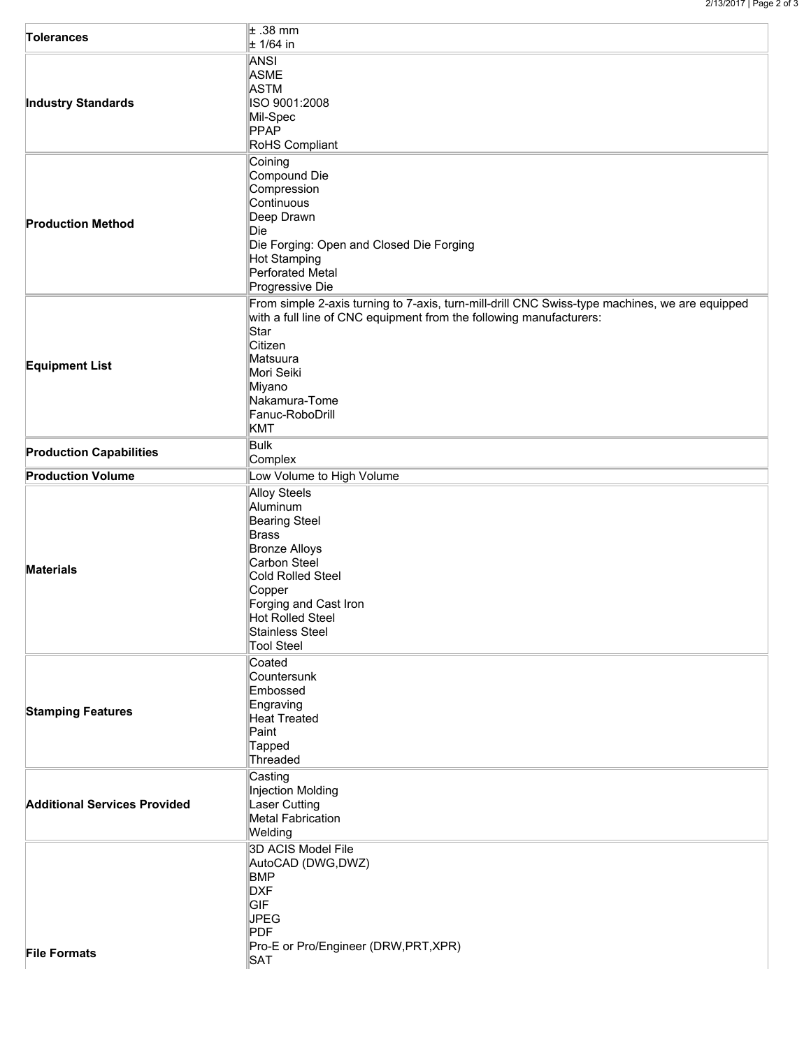| | |
|---|---|
| **Tolerances** | ± .38 mm<br>± 1/64 in |
| **Industry Standards** | ANSI<br>ASME<br>ASTM<br>ISO 9001:2008<br>Mil-Spec<br>PPAP<br>RoHS Compliant |
| **Production Method** | Coining<br>Compound Die<br>Compression<br>Continuous<br>Deep Drawn<br>Die<br>Die Forging: Open and Closed Die Forging<br>Hot Stamping<br>Perforated Metal<br>Progressive Die |
| **Equipment List** | From simple 2-axis turning to 7-axis, turn-mill-drill CNC Swiss-type machines, we are equipped with a full line of CNC equipment from the following manufacturers:<br>Star<br>Citizen<br>Matsuura<br>Mori Seiki<br>Miyano<br>Nakamura-Tome<br>Fanuc-RoboDrill<br>KMT |
| **Production Capabilities** | Bulk<br>Complex |
| **Production Volume** | Low Volume to High Volume |
| **Materials** | Alloy Steels<br>Aluminum<br>Bearing Steel<br>Brass<br>Bronze Alloys<br>Carbon Steel<br>Cold Rolled Steel<br>Copper<br>Forging and Cast Iron<br>Hot Rolled Steel<br>Stainless Steel<br>Tool Steel |
| **Stamping Features** | Coated<br>Countersunk<br>Embossed<br>Engraving<br>Heat Treated<br>Paint<br>Tapped<br>Threaded |
| **Additional Services Provided** | Casting<br>Injection Molding<br>Laser Cutting<br>Metal Fabrication<br>Welding |
| **File Formats** | 3D ACIS Model File<br>AutoCAD (DWG,DWZ)<br>BMP<br>DXF<br>GIF<br>JPEG<br>PDF<br>Pro-E or Pro/Engineer (DRW,PRT,XPR)<br>SAT |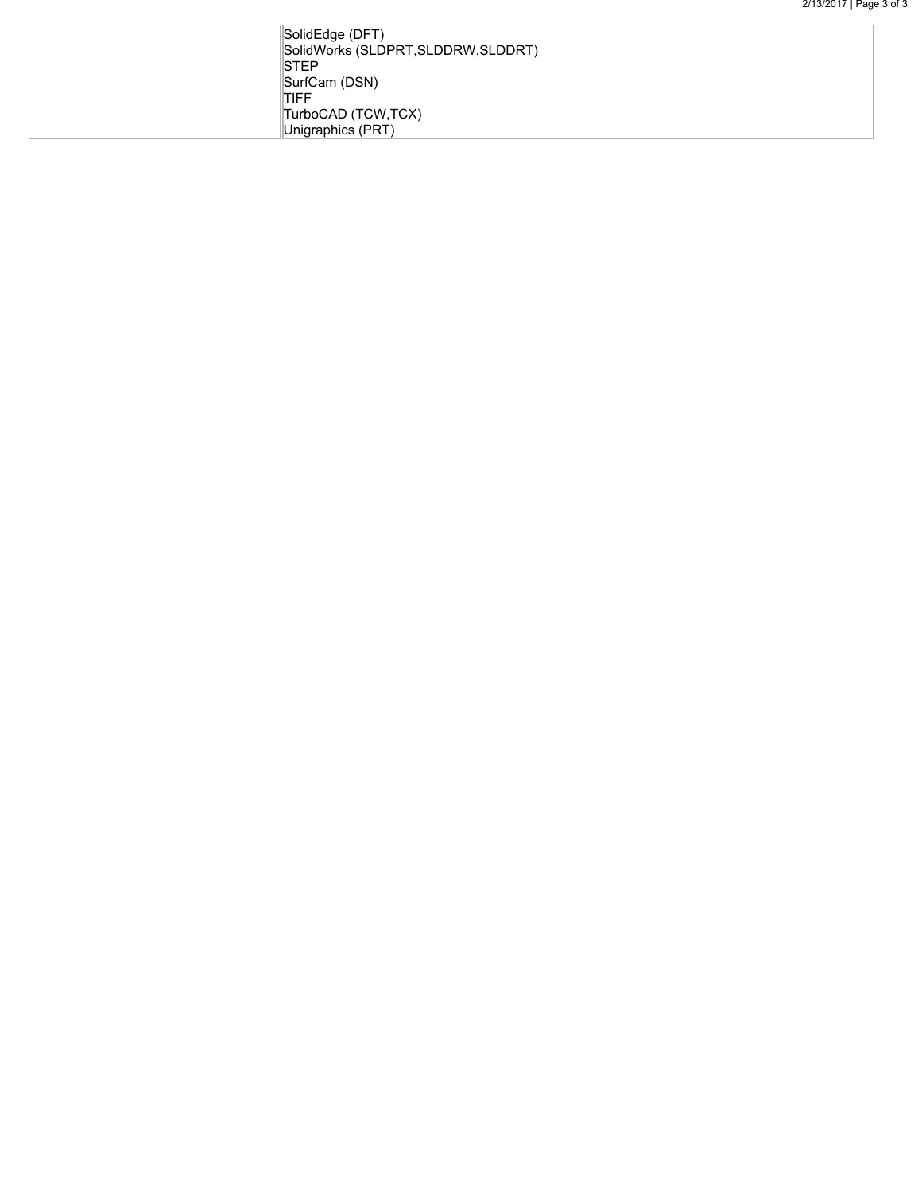| | |
|---|---|
| | SolidEdge (DFT)<br>SolidWorks (SLDPRT,SLDDRW,SLDDRT)<br>STEP<br>SurfCam (DSN)<br>TIFF<br>TurboCAD (TCW,TCX)<br>Unigraphics (PRT) |